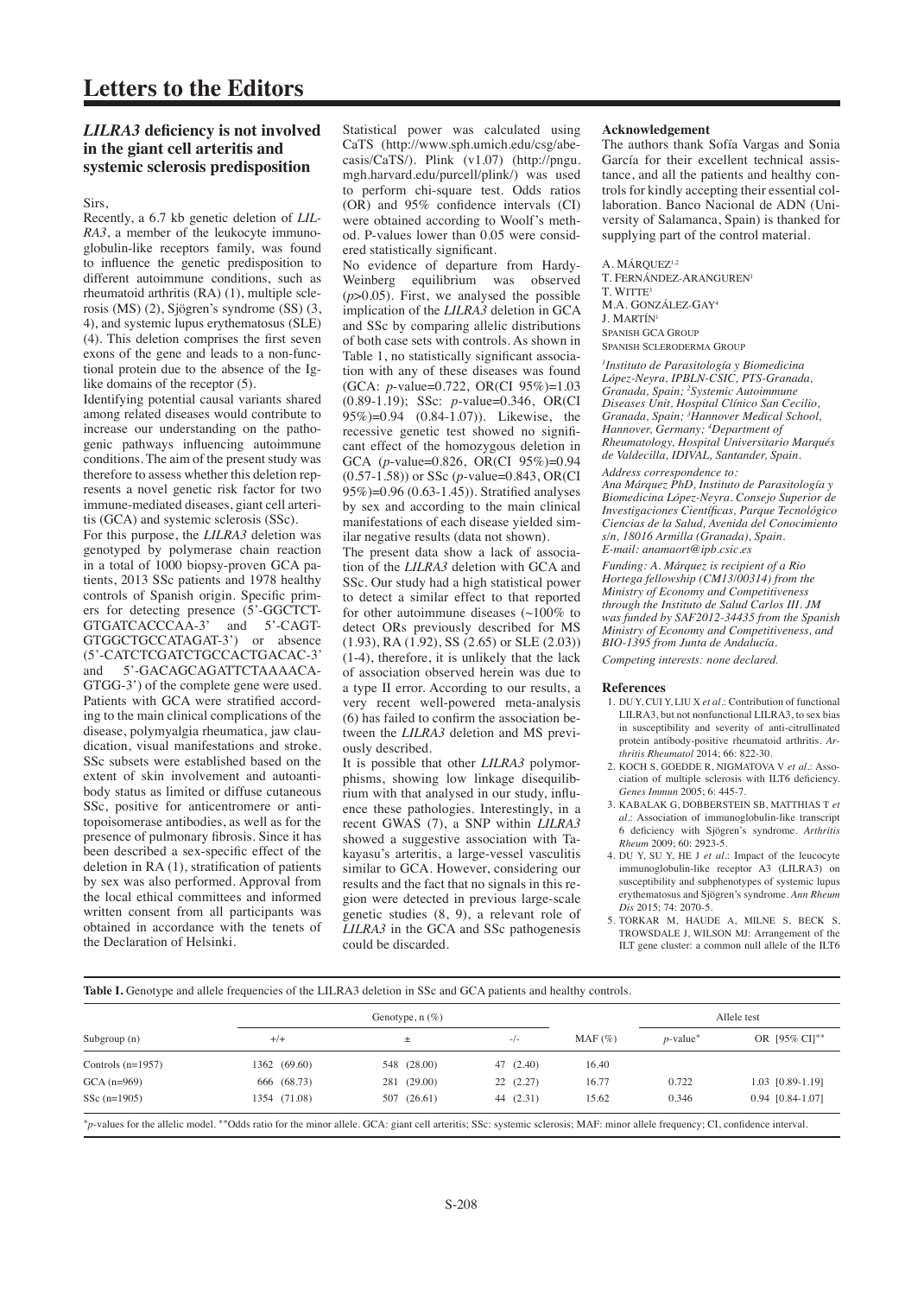# Letters to the Editors

## *LILRA3* deficiency is not involved in the giant cell arteritis and systemic sclerosis predisposition

Sirs,

Recently, a 6.7 kb genetic deletion of *LILRA3*, a member of the leukocyte immunoglobulin-like receptors family, was found to influence the genetic predisposition to different autoimmune conditions, such as rheumatoid arthritis (RA) (1), multiple sclerosis (MS) (2), Sjögren's syndrome (SS) (3, 4), and systemic lupus erythematosus (SLE) (4). This deletion comprises the first seven exons of the gene and leads to a non-functional protein due to the absence of the Ig-like domains of the receptor (5).

Identifying potential causal variants shared among related diseases would contribute to increase our understanding on the pathogenic pathways influencing autoimmune conditions. The aim of the present study was therefore to assess whether this deletion represents a novel genetic risk factor for two immune-mediated diseases, giant cell arteritis (GCA) and systemic sclerosis (SSc).

For this purpose, the *LILRA3* deletion was genotyped by polymerase chain reaction in a total of 1000 biopsy-proven GCA patients, 2013 SSc patients and 1978 healthy controls of Spanish origin. Specific primers for detecting presence (5'-GGCTCTGTGATCACCCAA-3' and 5'-CAGTGTGGCTGCCATAGAT-3') or absence (5'-CATCTCGATCTGCCACTGACAC-3' and 5'-GACAGCAGATTCTAAAACAGTGG-3') of the complete gene were used. Patients with GCA were stratified according to the main clinical complications of the disease, polymyalgia rheumatica, jaw claudication, visual manifestations and stroke. SSc subsets were established based on the extent of skin involvement and autoantibody status as limited or diffuse cutaneous SSc, positive for anticentromere or antitopoisomerase antibodies, as well as for the presence of pulmonary fibrosis. Since it has been described a sex-specific effect of the deletion in RA (1), stratification of patients by sex was also performed. Approval from the local ethical committees and informed written consent from all participants was obtained in accordance with the tenets of the Declaration of Helsinki.

Statistical power was calculated using CaTS (http://www.sph.umich.edu/csg/abecasis/CaTS/). Plink (v1.07) (http://pngu.mgh.harvard.edu/purcell/plink/) was used to perform chi-square test. Odds ratios (OR) and 95% confidence intervals (CI) were obtained according to Woolf's method. P-values lower than 0.05 were considered statistically significant.

No evidence of departure from Hardy-Weinberg equilibrium was observed ($p$>0.05). First, we analysed the possible implication of the *LILRA3* deletion in GCA and SSc by comparing allelic distributions of both case sets with controls. As shown in Table 1, no statistically significant association with any of these diseases was found (GCA: $p$-value=0.722, OR(CI 95%)=1.03 (0.89-1.19); SSc: $p$-value=0.346, OR(CI 95%)=0.94 (0.84-1.07)). Likewise, the recessive genetic test showed no significant effect of the homozygous deletion in GCA ($p$-value=0.826, OR(CI 95%)=0.94 (0.57-1.58)) or SSc ($p$-value=0.843, OR(CI 95%)=0.96 (0.63-1.45)). Stratified analyses by sex and according to the main clinical manifestations of each disease yielded similar negative results (data not shown).

The present data show a lack of association of the *LILRA3* deletion with GCA and SSc. Our study had a high statistical power to detect a similar effect to that reported for other autoimmune diseases (~100% to detect ORs previously described for MS (1.93), RA (1.92), SS (2.65) or SLE (2.03)) (1-4), therefore, it is unlikely that the lack of association observed herein was due to a type II error. According to our results, a very recent well-powered meta-analysis (6) has failed to confirm the association between the *LILRA3* deletion and MS previously described.

It is possible that other *LILRA3* polymorphisms, showing low linkage disequilibrium with that analysed in our study, influence these pathologies. Interestingly, in a recent GWAS (7), a SNP within *LILRA3* showed a suggestive association with Takayasu's arteritis, a large-vessel vasculitis similar to GCA. However, considering our results and the fact that no signals in this region were detected in previous large-scale genetic studies (8, 9), a relevant role of *LILRA3* in the GCA and SSc pathogenesis could be discarded.

### Acknowledgement

The authors thank Sofía Vargas and Sonia García for their excellent technical assistance, and all the patients and healthy controls for kindly accepting their essential collaboration. Banco Nacional de ADN (University of Salamanca, Spain) is thanked for supplying part of the control material.

A. Márquez[1,2]
T. Fernández-Aranguren[1]
T. Witte[3]
M.A. González-Gay[4]
J. Martín[1]
Spanish GCA Group
Spanish Scleroderma Group

*[1]Instituto de Parasitología y Biomedicina López-Neyra, IPBLN-CSIC, PTS-Granada, Granada, Spain; [2]Systemic Autoimmune Diseases Unit, Hospital Clínico San Cecilio, Granada, Spain; [3]Hannover Medical School, Hannover, Germany; [4]Department of Rheumatology, Hospital Universitario Marqués de Valdecilla, IDIVAL, Santander, Spain.*

*Address correspondence to: Ana Márquez PhD, Instituto de Parasitología y Biomedicina López-Neyra. Consejo Superior de Investigaciones Científicas, Parque Tecnológico Ciencias de la Salud, Avenida del Conocimiento s/n, 18016 Armilla (Granada), Spain. E-mail: anamaort@ipb.csic.es*

*Funding: A. Márquez is recipient of a Rio Hortega fellowship (CM13/00314) from the Ministry of Economy and Competitiveness through the Instituto de Salud Carlos III. JM was funded by SAF2012-34435 from the Spanish Ministry of Economy and Competitiveness, and BIO-1395 from Junta de Andalucía.*

*Competing interests: none declared.*

### References

1. DU Y, CUI Y, LIU X *et al.*: Contribution of functional LILRA3, but not nonfunctional LILRA3, to sex bias in susceptibility and severity of anti-citrullinated protein antibody-positive rheumatoid arthritis. *Arthritis Rheumatol* 2014; 66: 822-30.
2. KOCH S, GOEDDE R, NIGMATOVA V *et al.*: Association of multiple sclerosis with ILT6 deficiency. *Genes Immun* 2005; 6: 445-7.
3. KABALAK G, DOBBERSTEIN SB, MATTHIAS T *et al.*: Association of immunoglobulin-like transcript 6 deficiency with Sjögren's syndrome. *Arthritis Rheum* 2009; 60: 2923-5.
4. DU Y, SU Y, HE J *et al.*: Impact of the leucocyte immunoglobulin-like receptor A3 (LILRA3) on susceptibility and subphenotypes of systemic lupus erythematosus and Sjögren's syndrome. *Ann Rheum Dis* 2015; 74: 2070-5.
5. TORKAR M, HAUDE A, MILNE S, BECK S, TROWSDALE J, WILSON MJ: Arrangement of the ILT gene cluster: a common null allele of the ILT6

**Table I.** Genotype and allele frequencies of the LILRA3 deletion in SSc and GCA patients and healthy controls.

| Subgroup (n) | Genotype, n (%) | | | MAF (%) | Allele test | |
|---|---|---|---|---|---|---|
| | +/+ | ± | -/- | | $p$-value* | OR [95% CI]** |
| Controls (n=1957) | 1362 (69.60) | 548 (28.00) | 47 (2.40) | 16.40 | | |
| GCA (n=969) | 666 (68.73) | 281 (29.00) | 22 (2.27) | 16.77 | 0.722 | 1.03 [0.89-1.19] |
| SSc (n=1905) | 1354 (71.08) | 507 (26.61) | 44 (2.31) | 15.62 | 0.346 | 0.94 [0.84-1.07] |

*$p$-values for the allelic model. **Odds ratio for the minor allele. GCA: giant cell arteritis; SSc: systemic sclerosis; MAF: minor allele frequency; CI, confidence interval.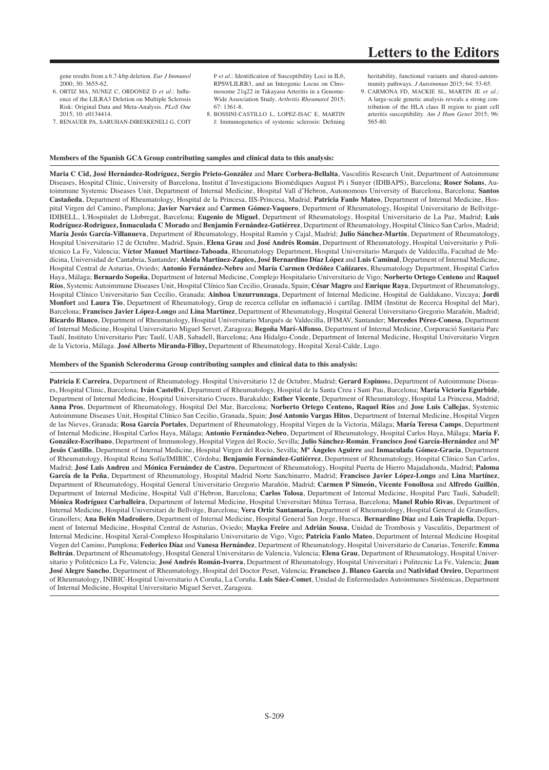gene results from a 6.7-kbp deletion. *Eur J Immunol* 2000; 30: 3655-62.

6. ORTIZ MA, NUNEZ C, ORDONEZ D *et al.*: Influence of the LILRA3 Deletion on Multiple Sclerosis Risk: Original Data and Meta-Analysis. *PLoS One* 2015; 10: e0134414.
7. RENAUER PA, SARUHAN-DIRESKENELI G, COIT P *et al.*: Identification of Susceptibility Loci in IL6, RPS9/LILRB3, and an Intergenic Locus on Chromosome 21q22 in Takayasu Arteritis in a Genome-Wide Association Study. *Arthritis Rheumatol* 2015; 67: 1361-8.
8. BOSSINI-CASTILLO L, LOPEZ-ISAC E, MARTIN J: Immunogenetics of systemic sclerosis: Defining heritability, functional variants and shared-autoimmunity pathways. *J Autoimmun* 2015; 64: 53-65.
9. CARMONA FD, MACKIE SL, MARTIN JE *et al.*: A large-scale genetic analysis reveals a strong contribution of the HLA class II region to giant cell arteritis susceptibility. *Am J Hum Genet* 2015; 96: 565-80.

**Members of the Spanish GCA Group contributing samples and clinical data to this analysis:**

**Maria C Cid, José Hernández-Rodríguez, Sergio Prieto-González** and **Marc Corbera-Bellalta**, Vasculitis Research Unit, Department of Autoimmune Diseases, Hospital Clínic, University of Barcelona, Institut d'Investigacions Biomèdiques August Pi i Sunyer (IDIBAPS), Barcelona; **Roser Solans**, Autoimmune Systemic Diseases Unit, Department of Internal Medicine, Hospital Vall d'Hebron, Autonomous University of Barcelona, Barcelona; **Santos Castañeda**, Department of Rheumatology, Hospital de la Princesa, IIS-Princesa, Madrid; **Patricia Fanlo Mateo**, Department of Internal Medicine, Hospital Virgen del Camino, Pamplona; **Javier Narváez** and **Carmen Gómez-Vaquero**, Department of Rheumatology, Hospital Universitario de Bellvitge-IDIBELL, L'Hospitalet de Llobregat, Barcelona; **Eugenio de Miguel**, Department of Rheumatology, Hospital Universitario de La Paz, Madrid; **Luis Rodríguez-Rodriguez, Inmaculada C Morado** and **Benjamín Fernández-Gutiérrez**, Department of Rheumatology, Hospital Clínico San Carlos, Madrid; **María Jesús García-Villanueva**, Department of Rheumatology, Hospital Ramón y Cajal, Madrid; **Julio Sánchez-Martín**, Department of Rheumatology, Hospital Universitario 12 de Octubre, Madrid, Spain, **Elena Grau** and **José Andrés Román**, Department of Rheumatology, Hospital Universitario y Politécnico La Fe, Valencia; **Víctor Manuel Martínez-Taboada**, Rheumatology Department, Hospital Universitario Marqués de Valdecilla, Facultad de Medicina, Universidad de Cantabria, Santander; **Aleida Martínez-Zapico, José Bernardino Díaz López** and **Luis Caminal**, Department of Internal Medicine, Hospital Central de Asturias, Oviedo; **Antonio Fernández-Nebro** and **María Carmen Ordóñez Cañizares**, Rheumatology Department, Hospital Carlos Haya, Málaga; **Bernardo Sopeña**, Department of Internal Medicine, Complejo Hospitalario Universitario de Vigo; **Norberto Ortego Centeno** and **Raquel Ríos**, Systemic Autoimmune Diseases Unit, Hospital Clínico San Cecilio, Granada, Spain; **César Magro** and **Enrique Raya**, Department of Rheumatology, Hospital Clínico Universitario San Cecilio, Granada; **Ainhoa Unzurrunzaga**, Department of Internal Medicine, Hospital de Galdakano, Vizcaya; **Jordi Monfort** and **Laura Tío**, Department of Rheumatology, Grup de recerca cellular en inflamació i cartílag. IMIM (Institut de Recerca Hospital del Mar), Barcelona; **Francisco Javier López-Longo** and **Lina Martínez**, Department of Rheumatology, Hospital General Universitario Gregorio Marañón, Madrid; **Ricardo Blanco**, Department of Rheumatology, Hospital Universitario Marqués de Valdecilla, IFIMAV, Santander; **Mercedes Pérez-Conesa**, Department of Internal Medicine, Hospital Universitario Miguel Servet, Zaragoza; **Begoña Marí-Alfonso**, Department of Internal Medicine, Corporació Sanitaria Parc Taulí, Instituto Universitario Parc Taulí, UAB, Sabadell, Barcelona; Ana Hidalgo-Conde, Department of Internal Medicine, Hospital Universitario Virgen de la Victoria, Málaga. **José Alberto Miranda-Filloy,** Department of Rheumatology, Hospital Xeral-Calde, Lugo.

**Members of the Spanish Scleroderma Group contributing samples and clinical data to this analysis:**

**Patricia E Carreira**, Department of Rheumatology. Hospital Universitario 12 de Octubre, Madrid; **Gerard Espinos**a, Department of Autoimmune Diseases, Hospital Clinic, Barcelona; **Iván Castellví**, Department of Rheumatology, Hospital de la Santa Creu i Sant Pau, Barcelona; **María Victoria Egurbide**, Department of Internal Medicine, Hospital Universitario Cruces, Barakaldo; **Esther Vicente**, Department of Rheumatology, Hospital La Princesa, Madrid; **Anna Pros**, Department of Rheumatology, Hospital Del Mar, Barcelona; **Norberto Ortego Centeno, Raquel Ríos** and **Jose Luis Callejas**, Systemic Autoimmune Diseases Unit, Hospital Clínico San Cecilio, Granada, Spain; **José Antonio Vargas Hitos**, Department of Internal Medicine, Hospital Virgen de las Nieves, Granada; **Rosa García Portales**, Department of Rheumatology, Hospital Virgen de la Victoria, Málaga; **María Teresa Camps**, Department of Internal Medicine, Hospital Carlos Haya, Málaga; **Antonio Fernández-Nebro**, Department of Rheumatology, Hospital Carlos Haya, Málaga; **María F. González-Escribano**, Department of Immunology, Hospital Virgen del Rocío, Sevilla; **Julio Sánchez-Román**, **Francisco José García-Hernández** and **Mª Jesús Castillo**, Department of Internal Medicine, Hospital Virgen del Rocío, Sevilla; **Mª Ángeles Aguirre** and **Inmaculada Gómez-Gracia**, Department of Rheumatology, Hospital Reina Sofía/IMIBIC, Córdoba; **Benjamín Fernández-Gutiérrez**, Department of Rheumatology, Hospital Clínico San Carlos, Madrid; **José Luis Andreu** and **Mónica Fernández de Castro**, Department of Rheumatology, Hospital Puerta de Hierro Majadahonda, Madrid; **Paloma García de la Peña**, Department of Rheumatology, Hospital Madrid Norte Sanchinarro, Madrid; **Francisco Javier López-Longo** and **Lina Martínez**, Department of Rheumatology, Hospital General Universitario Gregorio Marañón, Madrid; **Carmen P Simeón, Vicente Fonollosa** and **Alfredo Guillén**, Department of Internal Medicine, Hospital Vall d'Hebron, Barcelona; **Carlos Tolosa**, Department of Internal Medicine, Hospital Parc Tauli, Sabadell; **Mónica Rodríguez Carballeira**, Department of Internal Medicine, Hospital Universitari Mútua Terrasa, Barcelona; **Manel Rubio Rivas**, Department of Internal Medicine, Hospital Universitari de Bellvitge, Barcelona; **Vera Ortiz Santamaría**, Department of Rheumatology, Hospital General de Granollers, Granollers; **Ana Belén Madroñero**, Department of Internal Medicine, Hospital General San Jorge, Huesca. **Bernardino Díaz** and **Luis Trapiella**, Department of Internal Medicine, Hospital Central de Asturias, Oviedo; **Mayka Freire** and **Adrián Sousa**, Unidad de Trombosis y Vasculitis, Department of Internal Medicine, Hospital Xeral-Complexo Hospitalario Universitario de Vigo, Vigo; **Patricia Fanlo Mateo**, Department of Internal Medicine Hospital Virgen del Camino, Pamplona; **Federico Díaz** and **Vanesa Hernández**, Department of Rheumatology, Hospital Universitario de Canarias, Tenerife; **Emma Beltrán**, Department of Rheumatology, Hospital General Universitario de Valencia, Valencia; **Elena Grau**, Department of Rheumatology, Hospital Universitario y Politécnico La Fe, Valencia; **José Andrés Román-Ivorra**, Department of Rheumatology, Hospital Universitari i Politecnic La Fe, Valencia; **Juan José Alegre Sancho**, Department of Rheumatology, Hospital del Doctor Peset, Valencia; **Francisco J. Blanco García** and **Natividad Oreiro**, Department of Rheumatology, INIBIC-Hospital Universitario A Coruña, La Coruña. **Luis Sáez-Comet**, Unidad de Enfermedades Autoinmunes Sistémicas, Department of Internal Medicine, Hospital Universitario Miguel Servet, Zaragoza.